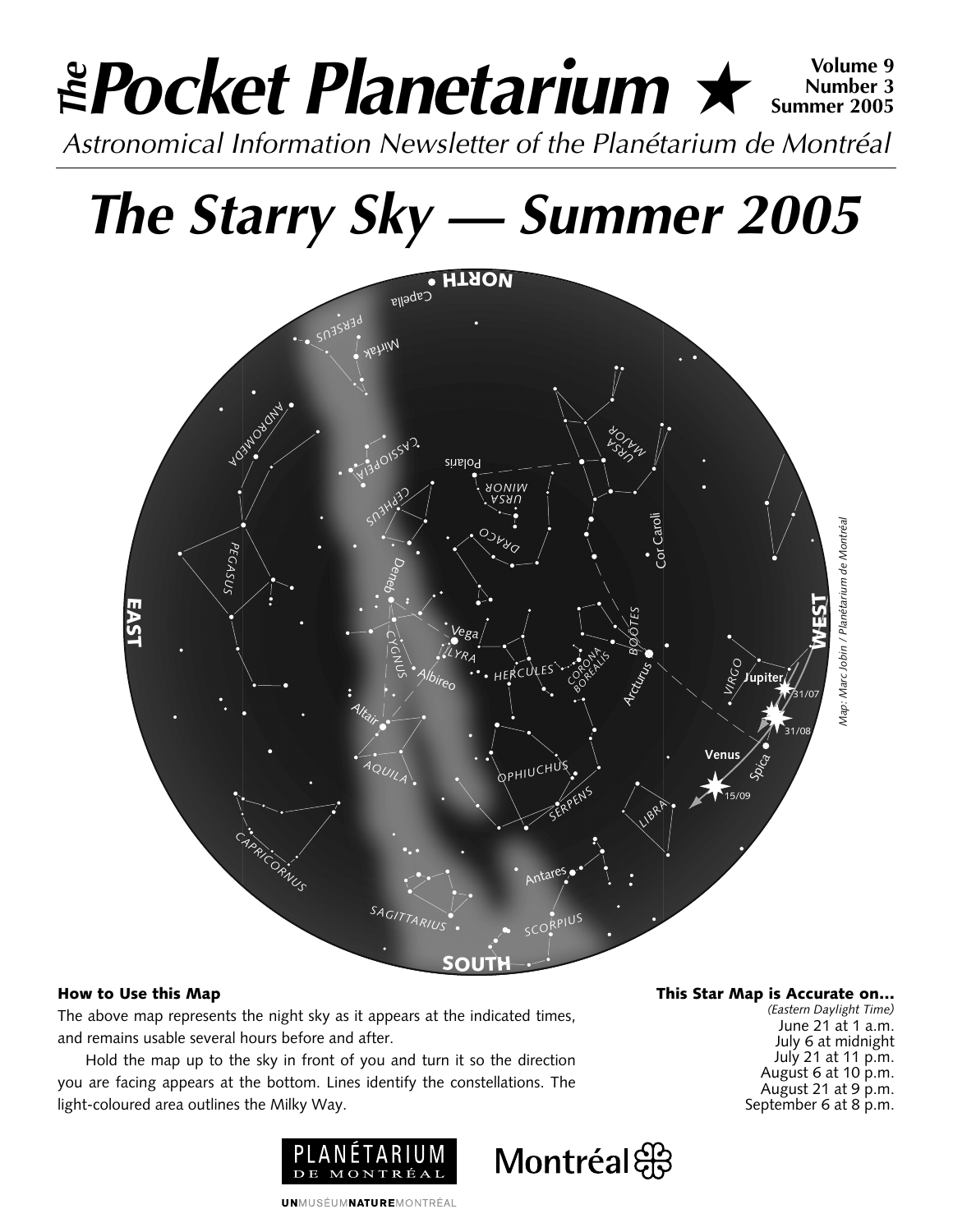# The Pocket Planetarium ★

**Volume 9**
**Number 3**
**Summer 2005**

*Astronomical Information Newsletter of the Planétarium de Montréal*

# *The Starry Sky — Summer 2005*

*Map: Marc Jobin / Planétarium de Montréal*

### How to Use this Map

The above map represents the night sky as it appears at the indicated times, and remains usable several hours before and after.

Hold the map up to the sky in front of you and turn it so the direction you are facing appears at the bottom. Lines identify the constellations. The light-coloured area outlines the Milky Way.

### This Star Map is Accurate on...

*(Eastern Daylight Time)*

June 21 at 1 a.m.
July 6 at midnight
July 21 at 11 p.m.
August 6 at 10 p.m.
August 21 at 9 p.m.
September 6 at 8 p.m.

PLANÉTARIUM DE MONTRÉAL Montréal

UNMUSÉUMNATUREMONTRÉAL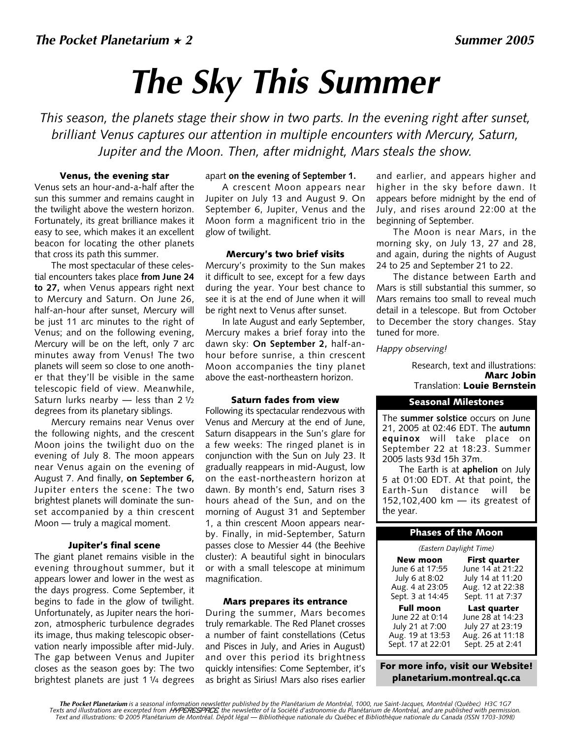# The Sky This Summer

*This season, the planets stage their show in two parts. In the evening right after sunset, brilliant Venus captures our attention in multiple encounters with Mercury, Saturn, Jupiter and the Moon. Then, after midnight, Mars steals the show.*

### Venus, the evening star

Venus sets an hour-and-a-half after the sun this summer and remains caught in the twilight above the western horizon. Fortunately, its great brilliance makes it easy to see, which makes it an excellent beacon for locating the other planets that cross its path this summer.

The most spectacular of these celestial encounters takes place **from June 24 to 27,** when Venus appears right next to Mercury and Saturn. On June 26, half-an-hour after sunset, Mercury will be just 11 arc minutes to the right of Venus; and on the following evening, Mercury will be on the left, only 7 arc minutes away from Venus! The two planets will seem so close to one another that they'll be visible in the same telescopic field of view. Meanwhile, Saturn lurks nearby — less than 2 ½ degrees from its planetary siblings.

Mercury remains near Venus over the following nights, and the crescent Moon joins the twilight duo on the evening of July 8. The moon appears near Venus again on the evening of August 7. And finally, **on September 6,** Jupiter enters the scene: The two brightest planets will dominate the sunset accompanied by a thin crescent Moon — truly a magical moment.

### Jupiter's final scene

The giant planet remains visible in the evening throughout summer, but it appears lower and lower in the west as the days progress. Come September, it begins to fade in the glow of twilight. Unfortunately, as Jupiter nears the horizon, atmospheric turbulence degrades its image, thus making telescopic observation nearly impossible after mid-July. The gap between Venus and Jupiter closes as the season goes by: The two brightest planets are just 1 ¼ degrees apart **on the evening of September 1.**

A crescent Moon appears near Jupiter on July 13 and August 9. On September 6, Jupiter, Venus and the Moon form a magnificent trio in the glow of twilight.

### Mercury's two brief visits

Mercury's proximity to the Sun makes it difficult to see, except for a few days during the year. Your best chance to see it is at the end of June when it will be right next to Venus after sunset.

In late August and early September, Mercury makes a brief foray into the dawn sky: **On September 2,** half-an-hour before sunrise, a thin crescent Moon accompanies the tiny planet above the east-northeastern horizon.

### Saturn fades from view

Following its spectacular rendezvous with Venus and Mercury at the end of June, Saturn disappears in the Sun's glare for a few weeks: The ringed planet is in conjunction with the Sun on July 23. It gradually reappears in mid-August, low on the east-northeastern horizon at dawn. By month's end, Saturn rises 3 hours ahead of the Sun, and on the morning of August 31 and September 1, a thin crescent Moon appears nearby. Finally, in mid-September, Saturn passes close to Messier 44 (the Beehive cluster): A beautiful sight in binoculars or with a small telescope at minimum magnification.

### Mars prepares its entrance

During the summer, Mars becomes truly remarkable. The Red Planet crosses a number of faint constellations (Cetus and Pisces in July, and Aries in August) and over this period its brightness quickly intensifies: Come September, it's as bright as Sirius! Mars also rises earlier and earlier, and appears higher and higher in the sky before dawn. It appears before midnight by the end of July, and rises around 22:00 at the beginning of September.

The Moon is near Mars, in the morning sky, on July 13, 27 and 28, and again, during the nights of August 24 to 25 and September 21 to 22.

The distance between Earth and Mars is still substantial this summer, so Mars remains too small to reveal much detail in a telescope. But from October to December the story changes. Stay tuned for more.

*Happy observing!*

Research, text and illustrations: **Marc Jobin**
Translation: **Louie Bernstein**

### Seasonal Milestones

The **summer solstice** occurs on June 21, 2005 at 02:46 EDT. The **autumn equinox** will take place on September 22 at 18:23. Summer 2005 lasts 93d 15h 37m.

The Earth is at **aphelion** on July 5 at 01:00 EDT. At that point, the Earth-Sun distance will be 152,102,400 km — its greatest of the year.

### Phases of the Moon

*(Eastern Daylight Time)*

| New moon | First quarter |
|---|---|
| June 6 at 17:55 | June 14 at 21:22 |
| July 6 at 8:02 | July 14 at 11:20 |
| Aug. 4 at 23:05 | Aug. 12 at 22:38 |
| Sept. 3 at 14:45 | Sept. 11 at 7:37 |
| **Full moon** | **Last quarter** |
| June 22 at 0:14 | June 28 at 14:23 |
| July 21 at 7:00 | July 27 at 23:19 |
| Aug. 19 at 13:53 | Aug. 26 at 11:18 |
| Sept. 17 at 22:01 | Sept. 25 at 2:41 |

**For more info, visit our Website! planetarium.montreal.qc.ca**

*The Pocket Planetarium* is a seasonal information newsletter published by the Planétarium de Montréal, 1000, rue Saint-Jacques, Montréal (Québec) H3C 1G7
Texts and illustrations are excerpted from *HYPERESPACE*, the newsletter of la Société d'astronomie du Planétarium de Montréal, and are published with permission.
Text and illustrations: © 2005 Planétarium de Montréal. Dépôt légal — Bibliothèque nationale du Québec et Bibliothèque nationale du Canada (ISSN 1703-3098)